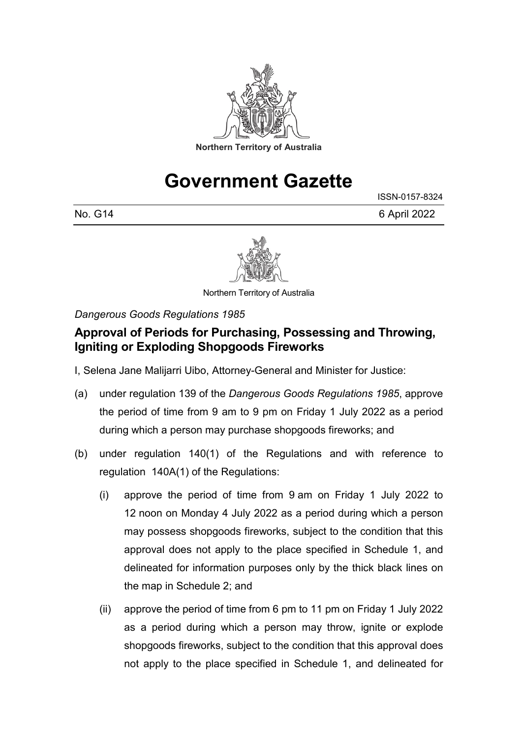Northern Territory of Australia

# Government Gazette

ISSN-0157-8324

No. G14 6 April 2022

Northern Territory of Australia

*Dangerous Goods Regulations 1985*

## Approval of Periods for Purchasing, Possessing and Throwing, Igniting or Exploding Shopgoods Fireworks

I, Selena Jane Malijarri Uibo, Attorney-General and Minister for Justice:

(a) under regulation 139 of the *Dangerous Goods Regulations 1985*, approve the period of time from 9 am to 9 pm on Friday 1 July 2022 as a period during which a person may purchase shopgoods fireworks; and

(b) under regulation 140(1) of the Regulations and with reference to regulation 140A(1) of the Regulations:

   (i) approve the period of time from 9 am on Friday 1 July 2022 to 12 noon on Monday 4 July 2022 as a period during which a person may possess shopgoods fireworks, subject to the condition that this approval does not apply to the place specified in Schedule 1, and delineated for information purposes only by the thick black lines on the map in Schedule 2; and

   (ii) approve the period of time from 6 pm to 11 pm on Friday 1 July 2022 as a period during which a person may throw, ignite or explode shopgoods fireworks, subject to the condition that this approval does not apply to the place specified in Schedule 1, and delineated for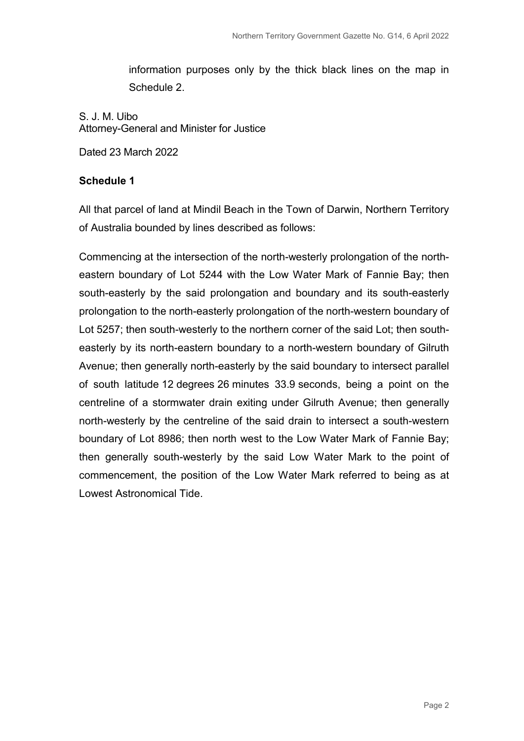information purposes only by the thick black lines on the map in Schedule 2.

S. J. M. Uibo
Attorney-General and Minister for Justice

Dated 23 March 2022

**Schedule 1**

All that parcel of land at Mindil Beach in the Town of Darwin, Northern Territory of Australia bounded by lines described as follows:

Commencing at the intersection of the north-westerly prolongation of the north-eastern boundary of Lot 5244 with the Low Water Mark of Fannie Bay; then south-easterly by the said prolongation and boundary and its south-easterly prolongation to the north-easterly prolongation of the north-western boundary of Lot 5257; then south-westerly to the northern corner of the said Lot; then south-easterly by its north-eastern boundary to a north-western boundary of Gilruth Avenue; then generally north-easterly by the said boundary to intersect parallel of south latitude 12 degrees 26 minutes 33.9 seconds, being a point on the centreline of a stormwater drain exiting under Gilruth Avenue; then generally north-westerly by the centreline of the said drain to intersect a south-western boundary of Lot 8986; then north west to the Low Water Mark of Fannie Bay; then generally south-westerly by the said Low Water Mark to the point of commencement, the position of the Low Water Mark referred to being as at Lowest Astronomical Tide.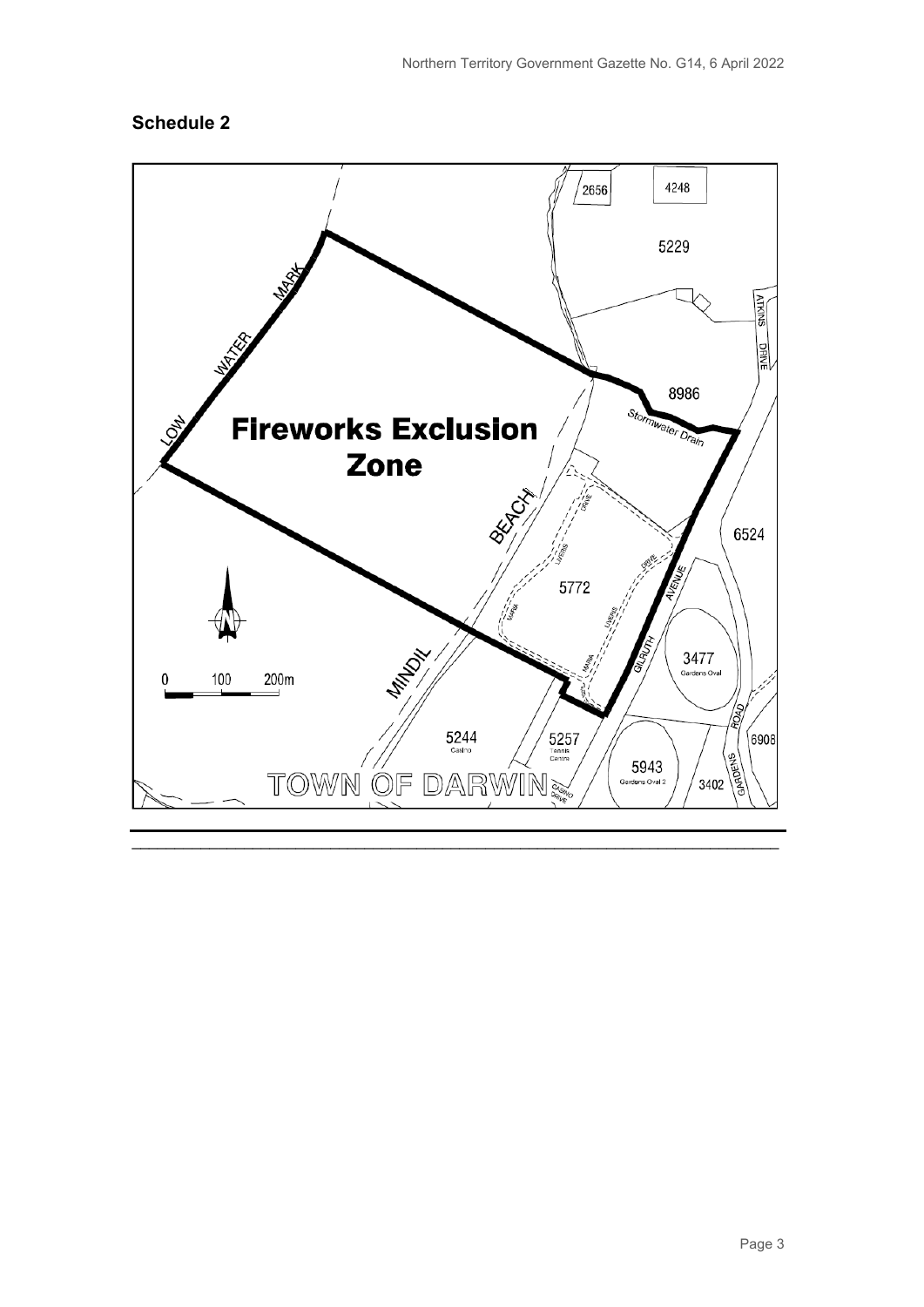## Schedule 2

**Fireworks Exclusion Zone**

TOWN OF DARWIN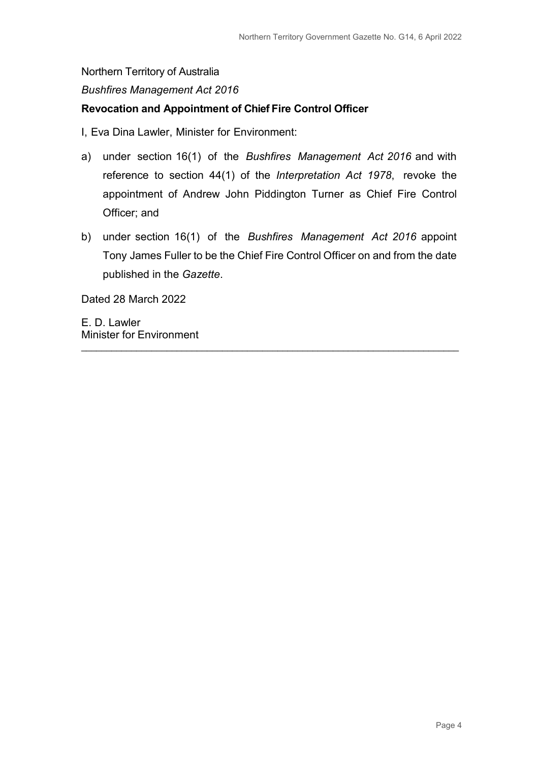Northern Territory of Australia

*Bushfires Management Act 2016*

**Revocation and Appointment of Chief Fire Control Officer**

I, Eva Dina Lawler, Minister for Environment:

a) under section 16(1) of the *Bushfires Management Act 2016* and with reference to section 44(1) of the *Interpretation Act 1978*, revoke the appointment of Andrew John Piddington Turner as Chief Fire Control Officer; and

b) under section 16(1) of the *Bushfires Management Act 2016* appoint Tony James Fuller to be the Chief Fire Control Officer on and from the date published in the *Gazette*.

Dated 28 March 2022

E. D. Lawler
Minister for Environment

---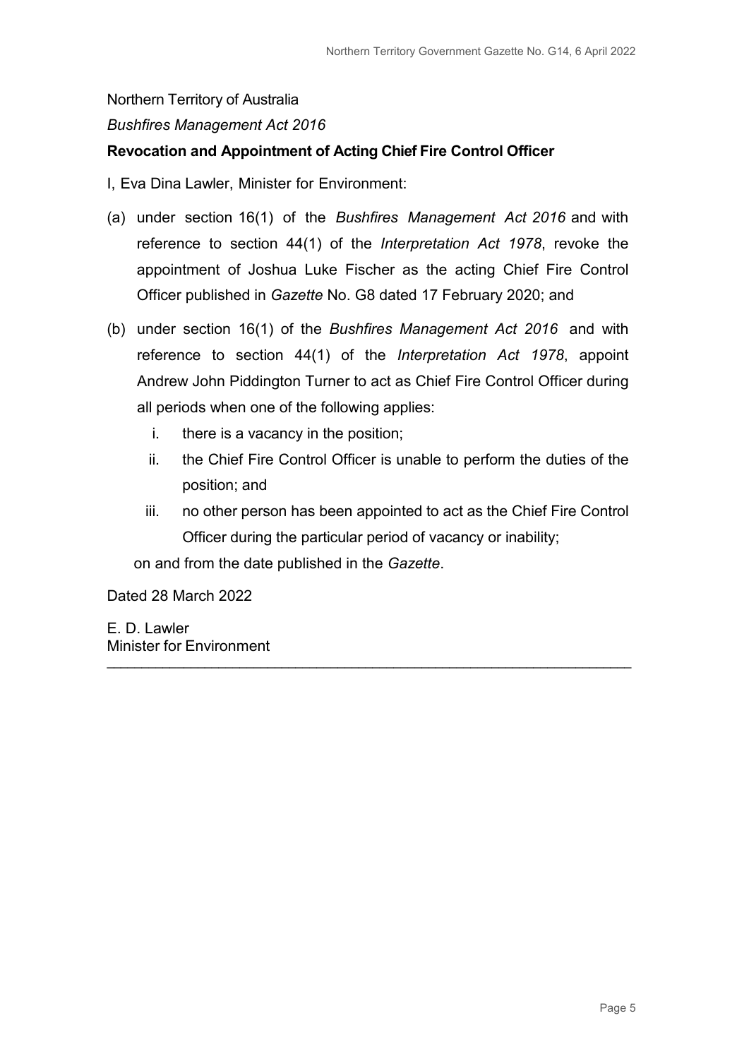Northern Territory of Australia

*Bushfires Management Act 2016*

**Revocation and Appointment of Acting Chief Fire Control Officer**

I, Eva Dina Lawler, Minister for Environment:

(a) under section 16(1) of the *Bushfires Management Act 2016* and with reference to section 44(1) of the *Interpretation Act 1978*, revoke the appointment of Joshua Luke Fischer as the acting Chief Fire Control Officer published in *Gazette* No. G8 dated 17 February 2020; and

(b) under section 16(1) of the *Bushfires Management Act 2016* and with reference to section 44(1) of the *Interpretation Act 1978*, appoint Andrew John Piddington Turner to act as Chief Fire Control Officer during all periods when one of the following applies:

   i. there is a vacancy in the position;

   ii. the Chief Fire Control Officer is unable to perform the duties of the position; and

   iii. no other person has been appointed to act as the Chief Fire Control Officer during the particular period of vacancy or inability;

   on and from the date published in the *Gazette*.

Dated 28 March 2022

E. D. Lawler
Minister for Environment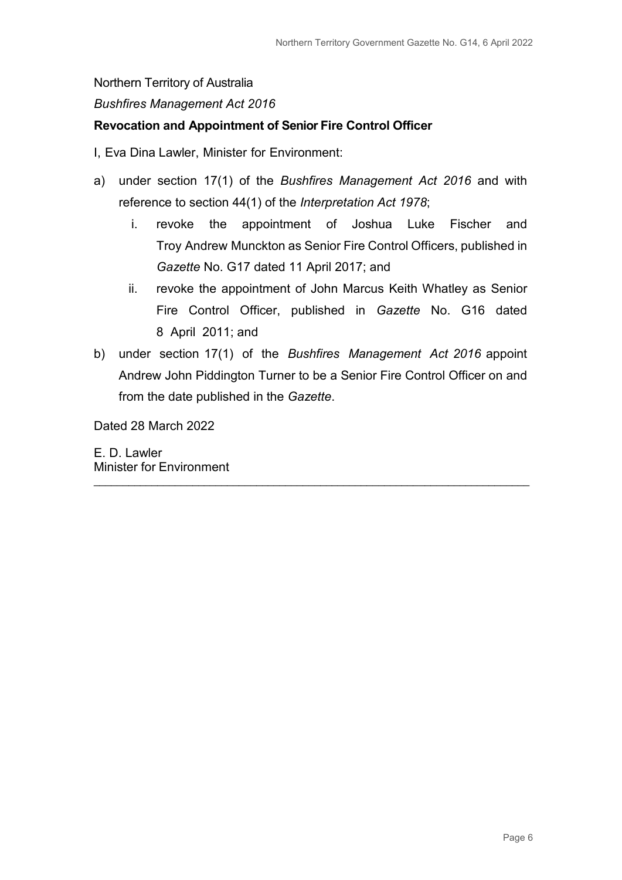Northern Territory of Australia

*Bushfires Management Act 2016*

**Revocation and Appointment of Senior Fire Control Officer**

I, Eva Dina Lawler, Minister for Environment:

a) under section 17(1) of the *Bushfires Management Act 2016* and with reference to section 44(1) of the *Interpretation Act 1978*;

   i. revoke the appointment of Joshua Luke Fischer and Troy Andrew Munckton as Senior Fire Control Officers, published in *Gazette* No. G17 dated 11 April 2017; and

   ii. revoke the appointment of John Marcus Keith Whatley as Senior Fire Control Officer, published in *Gazette* No. G16 dated 8 April 2011; and

b) under section 17(1) of the *Bushfires Management Act 2016* appoint Andrew John Piddington Turner to be a Senior Fire Control Officer on and from the date published in the *Gazette*.

Dated 28 March 2022

E. D. Lawler
Minister for Environment

---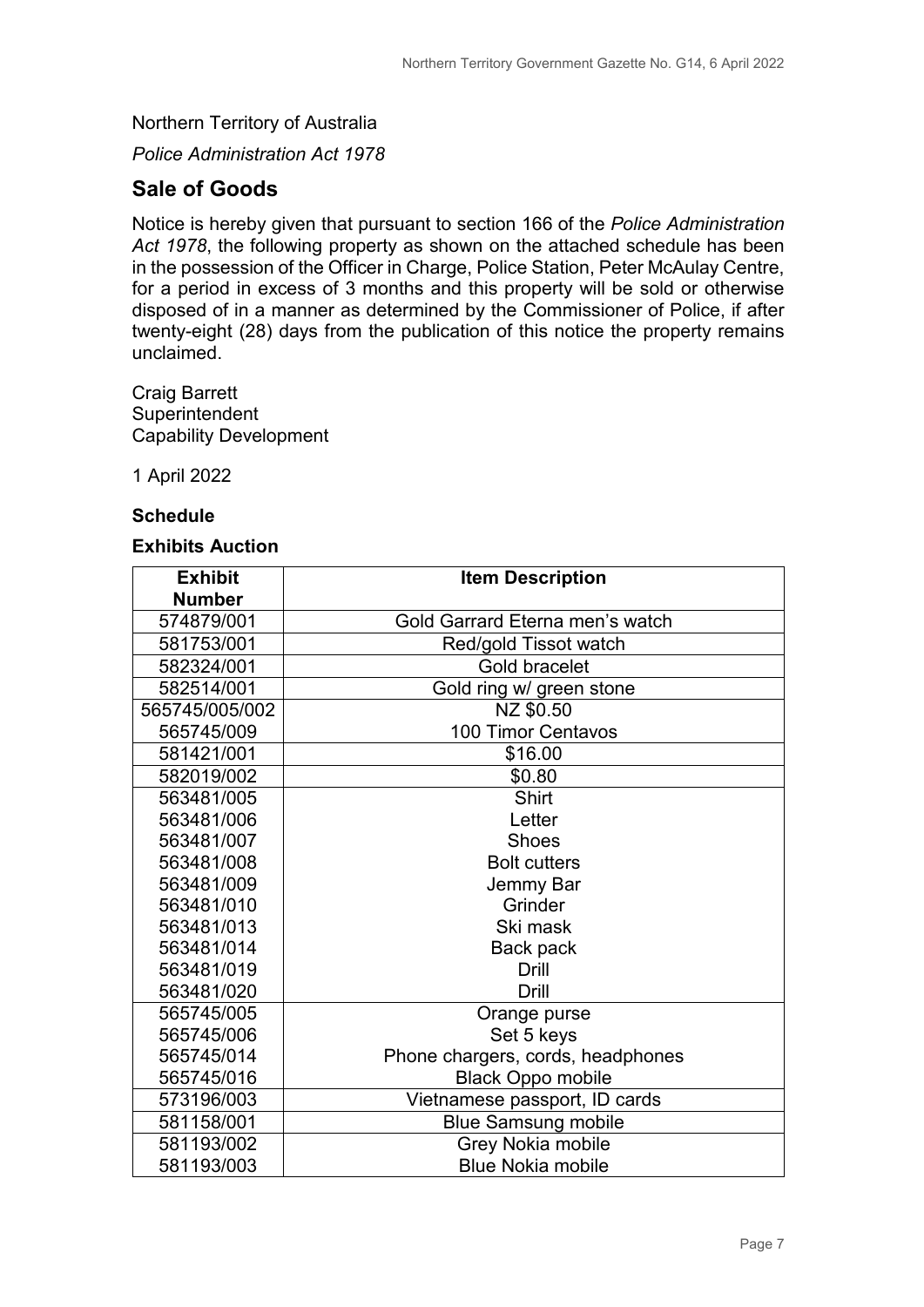Northern Territory of Australia

*Police Administration Act 1978*

## Sale of Goods

Notice is hereby given that pursuant to section 166 of the *Police Administration Act 1978*, the following property as shown on the attached schedule has been in the possession of the Officer in Charge, Police Station, Peter McAulay Centre, for a period in excess of 3 months and this property will be sold or otherwise disposed of in a manner as determined by the Commissioner of Police, if after twenty-eight (28) days from the publication of this notice the property remains unclaimed.

Craig Barrett
Superintendent
Capability Development

1 April 2022

### Schedule

### Exhibits Auction

| Exhibit Number | Item Description |
|---|---|
| 574879/001 | Gold Garrard Eterna men's watch |
| 581753/001 | Red/gold Tissot watch |
| 582324/001 | Gold bracelet |
| 582514/001 | Gold ring w/ green stone |
| 565745/005/002 | NZ $0.50 |
| 565745/009 | 100 Timor Centavos |
| 581421/001 | $16.00 |
| 582019/002 | $0.80 |
| 563481/005 | Shirt |
| 563481/006 | Letter |
| 563481/007 | Shoes |
| 563481/008 | Bolt cutters |
| 563481/009 | Jemmy Bar |
| 563481/010 | Grinder |
| 563481/013 | Ski mask |
| 563481/014 | Back pack |
| 563481/019 | Drill |
| 563481/020 | Drill |
| 565745/005 | Orange purse |
| 565745/006 | Set 5 keys |
| 565745/014 | Phone chargers, cords, headphones |
| 565745/016 | Black Oppo mobile |
| 573196/003 | Vietnamese passport, ID cards |
| 581158/001 | Blue Samsung mobile |
| 581193/002 | Grey Nokia mobile |
| 581193/003 | Blue Nokia mobile |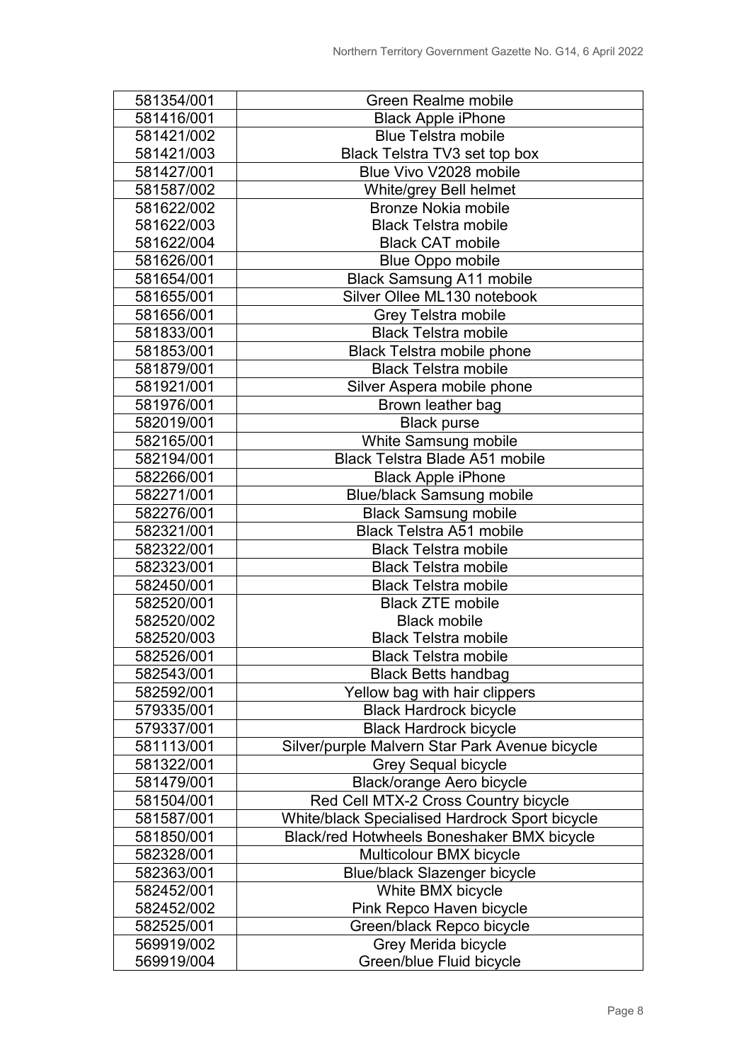| | |
|---|---|
| 581354/001 | Green Realme mobile |
| 581416/001 | Black Apple iPhone |
| 581421/002 | Blue Telstra mobile |
| 581421/003 | Black Telstra TV3 set top box |
| 581427/001 | Blue Vivo V2028 mobile |
| 581587/002 | White/grey Bell helmet |
| 581622/002 | Bronze Nokia mobile |
| 581622/003 | Black Telstra mobile |
| 581622/004 | Black CAT mobile |
| 581626/001 | Blue Oppo mobile |
| 581654/001 | Black Samsung A11 mobile |
| 581655/001 | Silver Ollee ML130 notebook |
| 581656/001 | Grey Telstra mobile |
| 581833/001 | Black Telstra mobile |
| 581853/001 | Black Telstra mobile phone |
| 581879/001 | Black Telstra mobile |
| 581921/001 | Silver Aspera mobile phone |
| 581976/001 | Brown leather bag |
| 582019/001 | Black purse |
| 582165/001 | White Samsung mobile |
| 582194/001 | Black Telstra Blade A51 mobile |
| 582266/001 | Black Apple iPhone |
| 582271/001 | Blue/black Samsung mobile |
| 582276/001 | Black Samsung mobile |
| 582321/001 | Black Telstra A51 mobile |
| 582322/001 | Black Telstra mobile |
| 582323/001 | Black Telstra mobile |
| 582450/001 | Black Telstra mobile |
| 582520/001 | Black ZTE mobile |
| 582520/002 | Black mobile |
| 582520/003 | Black Telstra mobile |
| 582526/001 | Black Telstra mobile |
| 582543/001 | Black Betts handbag |
| 582592/001 | Yellow bag with hair clippers |
| 579335/001 | Black Hardrock bicycle |
| 579337/001 | Black Hardrock bicycle |
| 581113/001 | Silver/purple Malvern Star Park Avenue bicycle |
| 581322/001 | Grey Sequal bicycle |
| 581479/001 | Black/orange Aero bicycle |
| 581504/001 | Red Cell MTX-2 Cross Country bicycle |
| 581587/001 | White/black Specialised Hardrock Sport bicycle |
| 581850/001 | Black/red Hotwheels Boneshaker BMX bicycle |
| 582328/001 | Multicolour BMX bicycle |
| 582363/001 | Blue/black Slazenger bicycle |
| 582452/001 | White BMX bicycle |
| 582452/002 | Pink Repco Haven bicycle |
| 582525/001 | Green/black Repco bicycle |
| 569919/002 | Grey Merida bicycle |
| 569919/004 | Green/blue Fluid bicycle |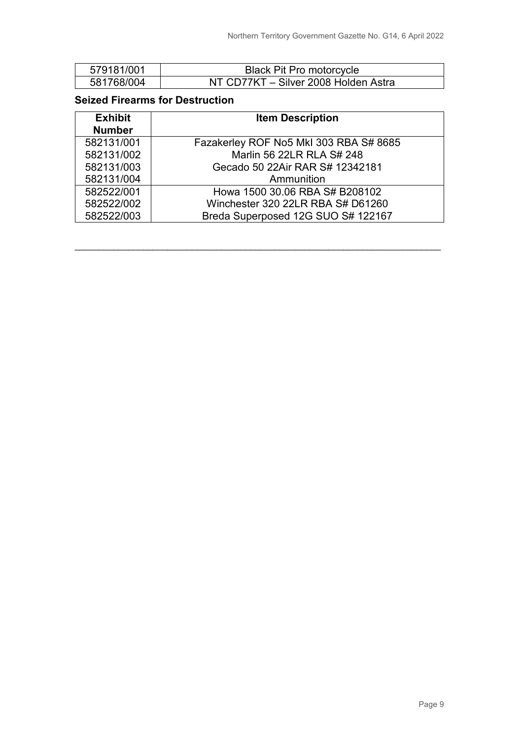| | |
|---|---|
| 579181/001 | Black Pit Pro motorcycle |
| 581768/004 | NT CD77KT – Silver 2008 Holden Astra |

**Seized Firearms for Destruction**

| Exhibit Number | Item Description |
|---|---|
| 582131/001 | Fazakerley ROF No5 MkI 303 RBA S# 8685 |
| 582131/002 | Marlin 56 22LR RLA S# 248 |
| 582131/003 | Gecado 50 22Air RAR S# 12342181 |
| 582131/004 | Ammunition |
| 582522/001 | Howa 1500 30.06 RBA S# B208102 |
| 582522/002 | Winchester 320 22LR RBA S# D61260 |
| 582522/003 | Breda Superposed 12G SUO S# 122167 |

---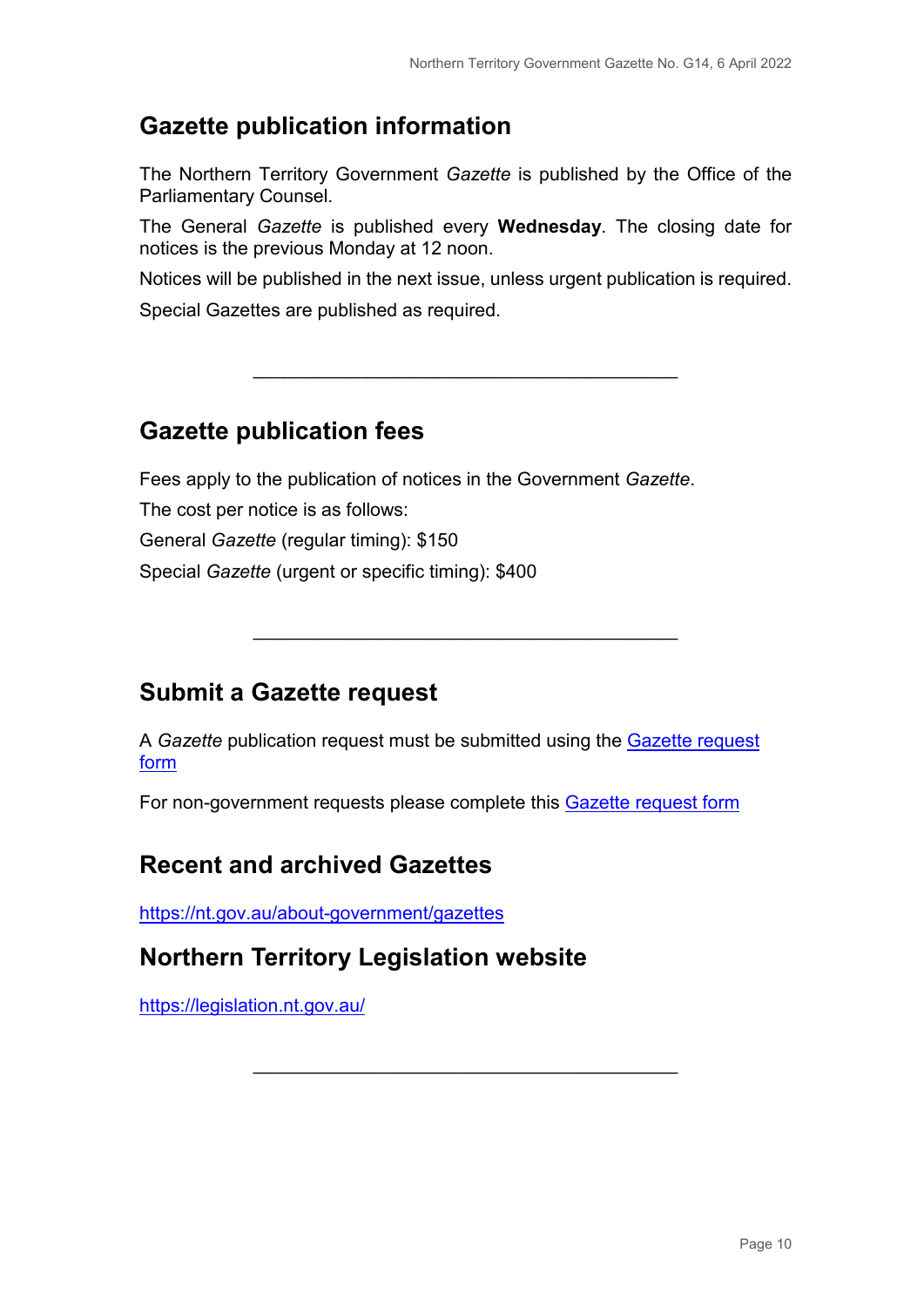## Gazette publication information

The Northern Territory Government *Gazette* is published by the Office of the Parliamentary Counsel.

The General *Gazette* is published every **Wednesday**. The closing date for notices is the previous Monday at 12 noon.

Notices will be published in the next issue, unless urgent publication is required.

Special Gazettes are published as required.

---

## Gazette publication fees

Fees apply to the publication of notices in the Government *Gazette*.

The cost per notice is as follows:

General *Gazette* (regular timing): $150

Special *Gazette* (urgent or specific timing): $400

---

## Submit a Gazette request

A *Gazette* publication request must be submitted using the Gazette request form

For non-government requests please complete this Gazette request form

## Recent and archived Gazettes

https://nt.gov.au/about-government/gazettes

## Northern Territory Legislation website

https://legislation.nt.gov.au/

---